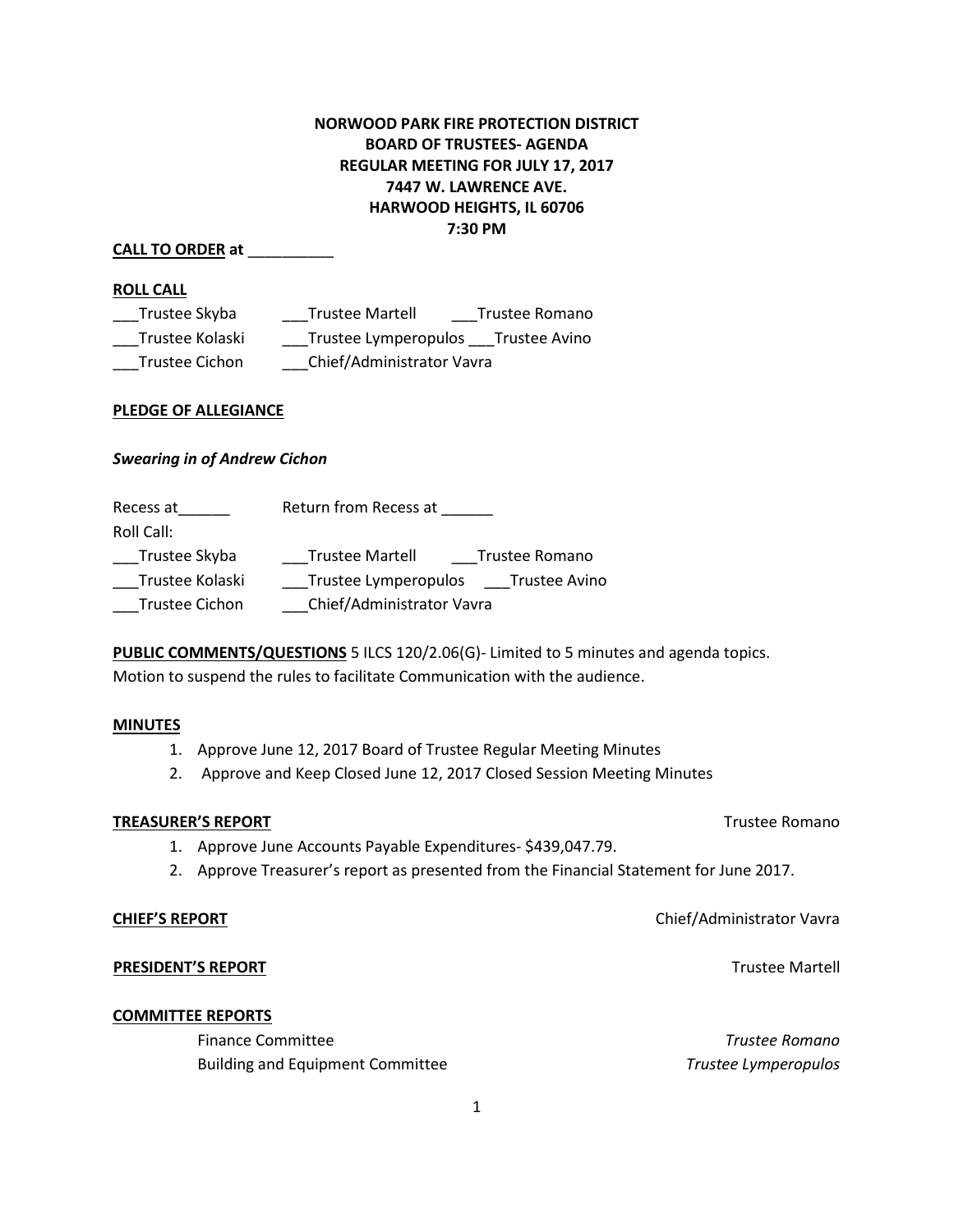**NORWOOD PARK FIRE PROTECTION DISTRICT**
**BOARD OF TRUSTEES- AGENDA**
**REGULAR MEETING FOR JULY 17, 2017**
**7447 W. LAWRENCE AVE.**
**HARWOOD HEIGHTS, IL 60706**
**7:30 PM**

**CALL TO ORDER at** __________

**ROLL CALL**

___Trustee Skyba ___Trustee Martell ___Trustee Romano
___Trustee Kolaski ___Trustee Lymperopulos ___Trustee Avino
___Trustee Cichon ___Chief/Administrator Vavra

**PLEDGE OF ALLEGIANCE**

***Swearing in of Andrew Cichon***

Recess at______ Return from Recess at ______

Roll Call:

___Trustee Skyba ___Trustee Martell ___Trustee Romano
___Trustee Kolaski ___Trustee Lymperopulos ___Trustee Avino
___Trustee Cichon ___Chief/Administrator Vavra

**PUBLIC COMMENTS/QUESTIONS** 5 ILCS 120/2.06(G)- Limited to 5 minutes and agenda topics.
Motion to suspend the rules to facilitate Communication with the audience.

**MINUTES**

1. Approve June 12, 2017 Board of Trustee Regular Meeting Minutes
2. Approve and Keep Closed June 12, 2017 Closed Session Meeting Minutes

**TREASURER'S REPORT** Trustee Romano

1. Approve June Accounts Payable Expenditures- $439,047.79.
2. Approve Treasurer's report as presented from the Financial Statement for June 2017.

**CHIEF'S REPORT** Chief/Administrator Vavra

**PRESIDENT'S REPORT** Trustee Martell

**COMMITTEE REPORTS**

Finance Committee *Trustee Romano*
Building and Equipment Committee *Trustee Lymperopulos*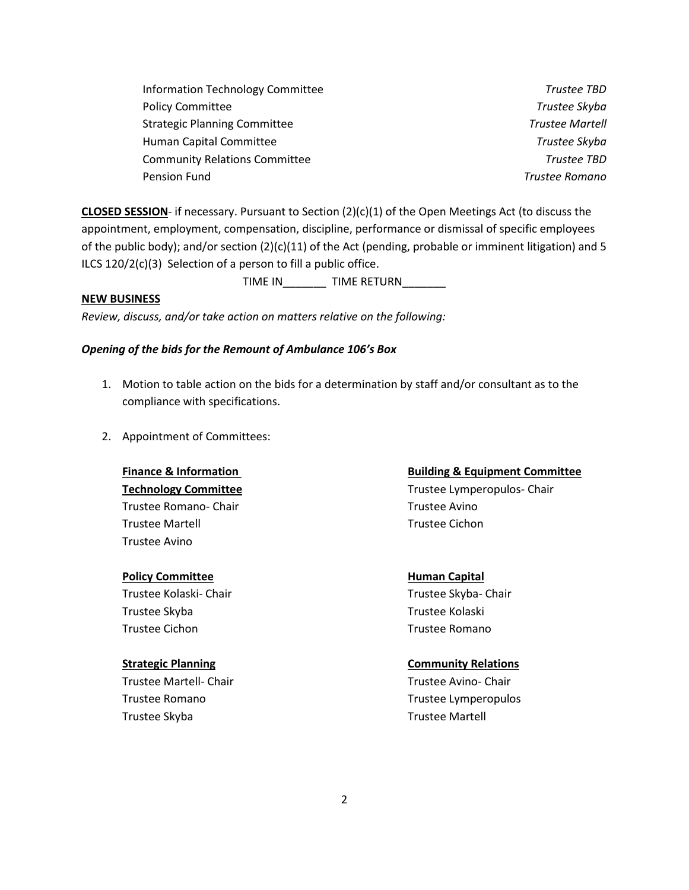| | |
|---|---|
| Information Technology Committee | *Trustee TBD* |
| Policy Committee | *Trustee Skyba* |
| Strategic Planning Committee | *Trustee Martell* |
| Human Capital Committee | *Trustee Skyba* |
| Community Relations Committee | *Trustee TBD* |
| Pension Fund | *Trustee Romano* |

**CLOSED SESSION**- if necessary. Pursuant to Section (2)(c)(1) of the Open Meetings Act (to discuss the appointment, employment, compensation, discipline, performance or dismissal of specific employees of the public body); and/or section (2)(c)(11) of the Act (pending, probable or imminent litigation) and 5 ILCS 120/2(c)(3) Selection of a person to fill a public office.

TIME IN_______ TIME RETURN_______

**NEW BUSINESS**

*Review, discuss, and/or take action on matters relative on the following:*

***Opening of the bids for the Remount of Ambulance 106's Box***

1. Motion to table action on the bids for a determination by staff and/or consultant as to the compliance with specifications.

2. Appointment of Committees:

**Finance & Information Technology Committee**
Trustee Romano- Chair
Trustee Martell
Trustee Avino

**Building & Equipment Committee**
Trustee Lymperopulos- Chair
Trustee Avino
Trustee Cichon

**Policy Committee**
Trustee Kolaski- Chair
Trustee Skyba
Trustee Cichon

**Human Capital**
Trustee Skyba- Chair
Trustee Kolaski
Trustee Romano

**Strategic Planning**
Trustee Martell- Chair
Trustee Romano
Trustee Skyba

**Community Relations**
Trustee Avino- Chair
Trustee Lymperopulos
Trustee Martell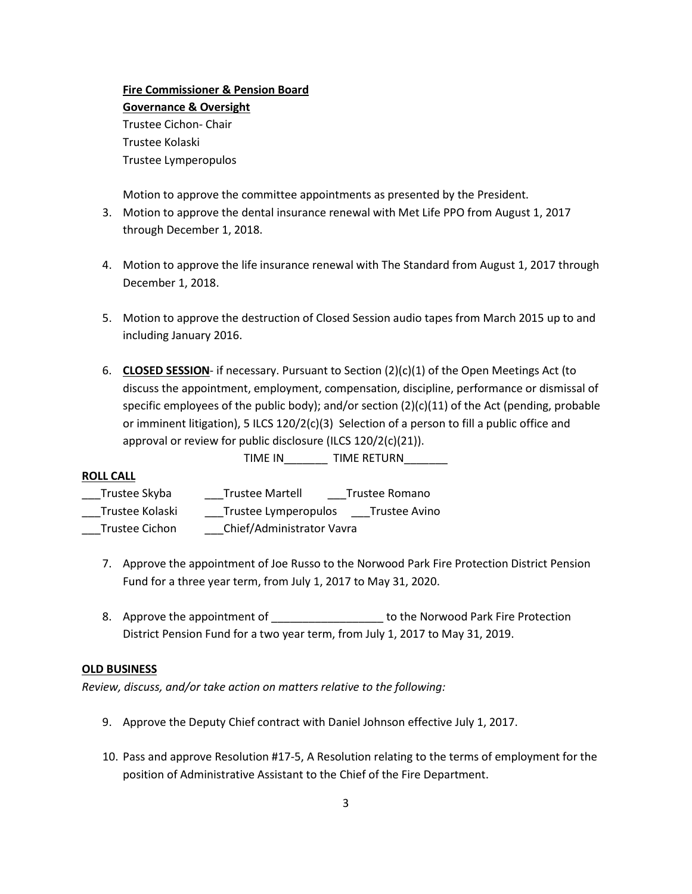**Fire Commissioner & Pension Board**
**Governance & Oversight**
Trustee Cichon- Chair
Trustee Kolaski
Trustee Lymperopulos

Motion to approve the committee appointments as presented by the President.

3. Motion to approve the dental insurance renewal with Met Life PPO from August 1, 2017 through December 1, 2018.

4. Motion to approve the life insurance renewal with The Standard from August 1, 2017 through December 1, 2018.

5. Motion to approve the destruction of Closed Session audio tapes from March 2015 up to and including January 2016.

6. **CLOSED SESSION**- if necessary. Pursuant to Section (2)(c)(1) of the Open Meetings Act (to discuss the appointment, employment, compensation, discipline, performance or dismissal of specific employees of the public body); and/or section (2)(c)(11) of the Act (pending, probable or imminent litigation), 5 ILCS 120/2(c)(3) Selection of a person to fill a public office and approval or review for public disclosure (ILCS 120/2(c)(21)).

TIME IN_______ TIME RETURN_______

**ROLL CALL**

___Trustee Skyba ___Trustee Martell ___Trustee Romano
___Trustee Kolaski ___Trustee Lymperopulos ___Trustee Avino
___Trustee Cichon ___Chief/Administrator Vavra

7. Approve the appointment of Joe Russo to the Norwood Park Fire Protection District Pension Fund for a three year term, from July 1, 2017 to May 31, 2020.

8. Approve the appointment of __________________ to the Norwood Park Fire Protection District Pension Fund for a two year term, from July 1, 2017 to May 31, 2019.

**OLD BUSINESS**

*Review, discuss, and/or take action on matters relative to the following:*

9. Approve the Deputy Chief contract with Daniel Johnson effective July 1, 2017.

10. Pass and approve Resolution #17-5, A Resolution relating to the terms of employment for the position of Administrative Assistant to the Chief of the Fire Department.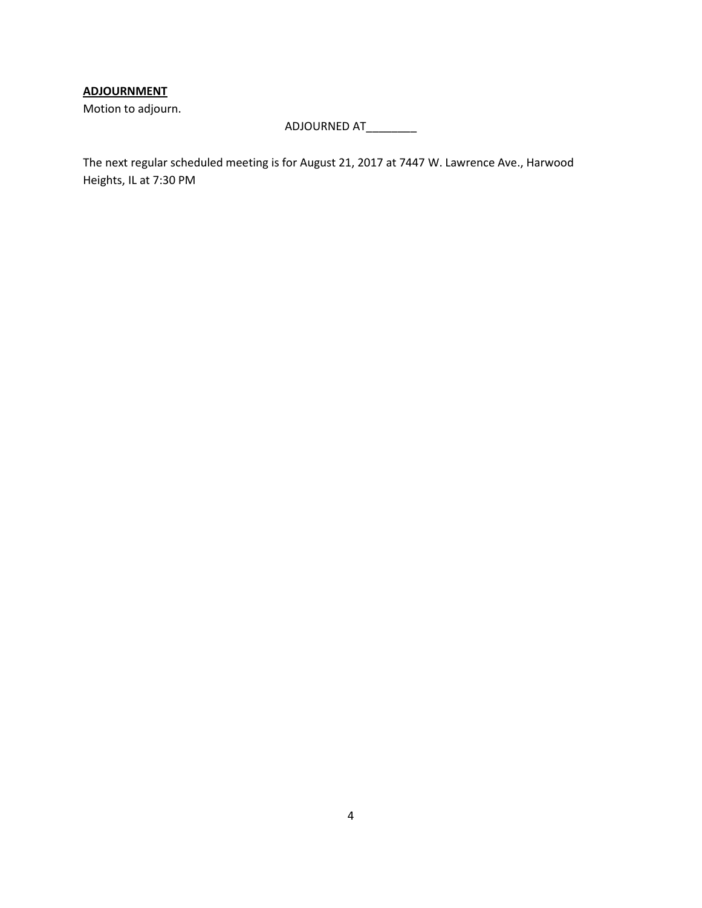**ADJOURNMENT**

Motion to adjourn.

ADJOURNED AT________

The next regular scheduled meeting is for August 21, 2017 at 7447 W. Lawrence Ave., Harwood Heights, IL at 7:30 PM